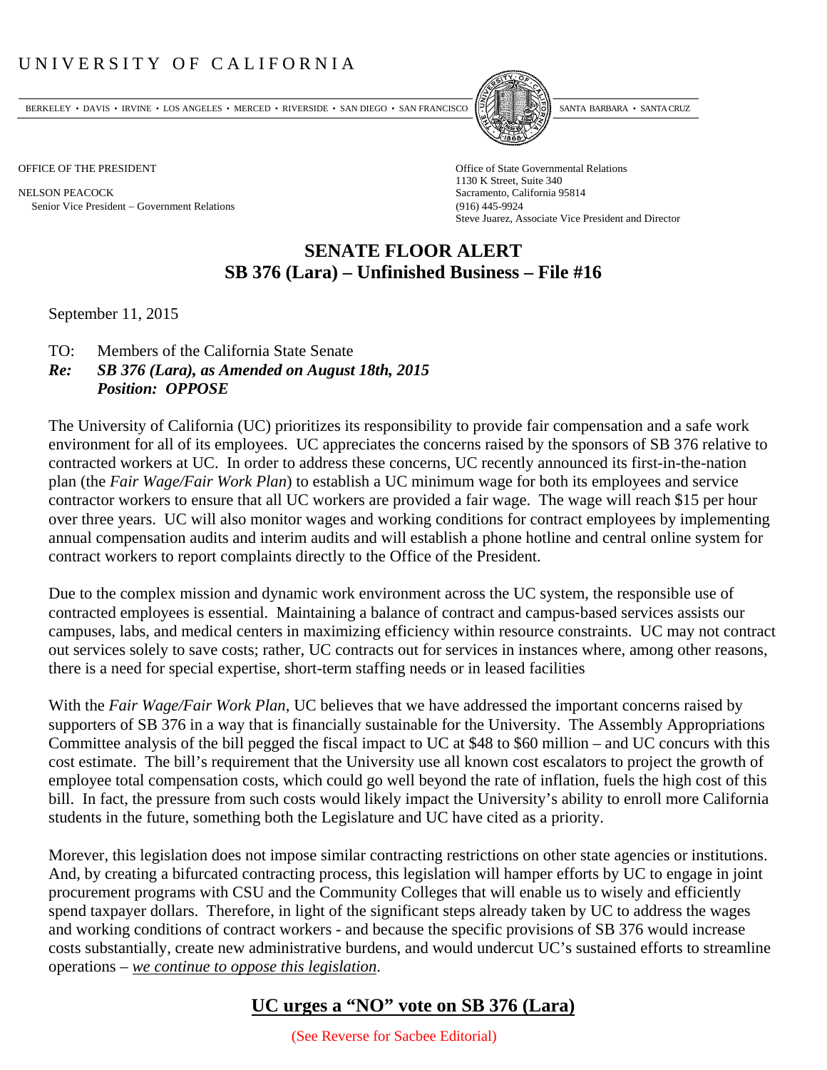# UNIVERSITY OF CALIFORNIA

BERKELEY • DAVIS • IRVINE • LOS ANGELES • MERCED • RIVERSIDE • SAN DIEGO • SAN FRANCISCO SANTA BARBARA • SANTA CRUZ

OFFICE OF THE PRESIDENT

NELSON PEACOCK
Senior Vice President – Government Relations

Office of State Governmental Relations
1130 K Street, Suite 340
Sacramento, California 95814
(916) 445-9924
Steve Juarez, Associate Vice President and Director

## SENATE FLOOR ALERT
## SB 376 (Lara) – Unfinished Business – File #16

September 11, 2015

TO: Members of the California State Senate
***Re: SB 376 (Lara), as Amended on August 18th, 2015***
***Position: OPPOSE***

The University of California (UC) prioritizes its responsibility to provide fair compensation and a safe work environment for all of its employees. UC appreciates the concerns raised by the sponsors of SB 376 relative to contracted workers at UC. In order to address these concerns, UC recently announced its first-in-the-nation plan (the *Fair Wage/Fair Work Plan*) to establish a UC minimum wage for both its employees and service contractor workers to ensure that all UC workers are provided a fair wage. The wage will reach $15 per hour over three years. UC will also monitor wages and working conditions for contract employees by implementing annual compensation audits and interim audits and will establish a phone hotline and central online system for contract workers to report complaints directly to the Office of the President.

Due to the complex mission and dynamic work environment across the UC system, the responsible use of contracted employees is essential. Maintaining a balance of contract and campus-based services assists our campuses, labs, and medical centers in maximizing efficiency within resource constraints. UC may not contract out services solely to save costs; rather, UC contracts out for services in instances where, among other reasons, there is a need for special expertise, short-term staffing needs or in leased facilities

With the *Fair Wage/Fair Work Plan*, UC believes that we have addressed the important concerns raised by supporters of SB 376 in a way that is financially sustainable for the University. The Assembly Appropriations Committee analysis of the bill pegged the fiscal impact to UC at $48 to $60 million – and UC concurs with this cost estimate. The bill's requirement that the University use all known cost escalators to project the growth of employee total compensation costs, which could go well beyond the rate of inflation, fuels the high cost of this bill. In fact, the pressure from such costs would likely impact the University's ability to enroll more California students in the future, something both the Legislature and UC have cited as a priority.

Morever, this legislation does not impose similar contracting restrictions on other state agencies or institutions. And, by creating a bifurcated contracting process, this legislation will hamper efforts by UC to engage in joint procurement programs with CSU and the Community Colleges that will enable us to wisely and efficiently spend taxpayer dollars. Therefore, in light of the significant steps already taken by UC to address the wages and working conditions of contract workers - and because the specific provisions of SB 376 would increase costs substantially, create new administrative burdens, and would undercut UC's sustained efforts to streamline operations – *we continue to oppose this legislation*.

**UC urges a "NO" vote on SB 376 (Lara)**

(See Reverse for Sacbee Editorial)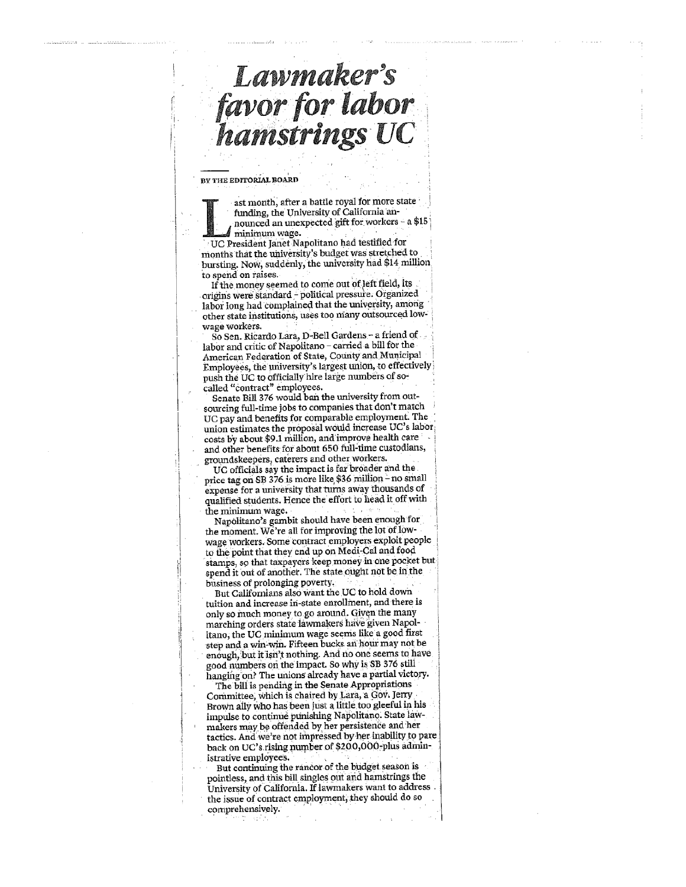# *Lawmaker's favor for labor hamstrings UC*

BY THE EDITORIAL BOARD

Last month, after a battle royal for more state funding, the University of California announced an unexpected gift for workers – a $15 minimum wage.

UC President Janet Napolitano had testified for months that the university's budget was stretched to bursting. Now, suddenly, the university had $14 million to spend on raises.

If the money seemed to come out of left field, its origins were standard – political pressure. Organized labor long had complained that the university, among other state institutions, uses too many outsourced low-wage workers.

So Sen. Ricardo Lara, D-Bell Gardens – a friend of labor and critic of Napolitano – carried a bill for the American Federation of State, County and Municipal Employees, the university's largest union, to effectively push the UC to officially hire large numbers of so-called "contract" employees.

Senate Bill 376 would ban the university from outsourcing full-time jobs to companies that don't match UC pay and benefits for comparable employment. The union estimates the proposal would increase UC's labor costs by about $9.1 million, and improve health care and other benefits for about 650 full-time custodians, groundskeepers, caterers and other workers.

UC officials say the impact is far broader and the price tag on SB 376 is more like $36 million – no small expense for a university that turns away thousands of qualified students. Hence the effort to head it off with the minimum wage.

Napolitano's gambit should have been enough for the moment. We're all for improving the lot of low-wage workers. Some contract employers exploit people to the point that they end up on Medi-Cal and food stamps, so that taxpayers keep money in one pocket but spend it out of another. The state ought not be in the business of prolonging poverty.

But Californians also want the UC to hold down tuition and increase in-state enrollment, and there is only so much money to go around. Given the many marching orders state lawmakers have given Napolitano, the UC minimum wage seems like a good first step and a win-win. Fifteen bucks an hour may not be enough, but it isn't nothing. And no one seems to have good numbers on the impact. So why is SB 376 still hanging on? The unions already have a partial victory.

The bill is pending in the Senate Appropriations Committee, which is chaired by Lara, a Gov. Jerry Brown ally who has been just a little too gleeful in his impulse to continue punishing Napolitano. State lawmakers may be offended by her persistence and her tactics. And we're not impressed by her inability to pare back on UC's rising number of $200,000-plus administrative employees.

But continuing the rancor of the budget season is pointless, and this bill singles out and hamstrings the University of California. If lawmakers want to address the issue of contract employment, they should do so comprehensively.